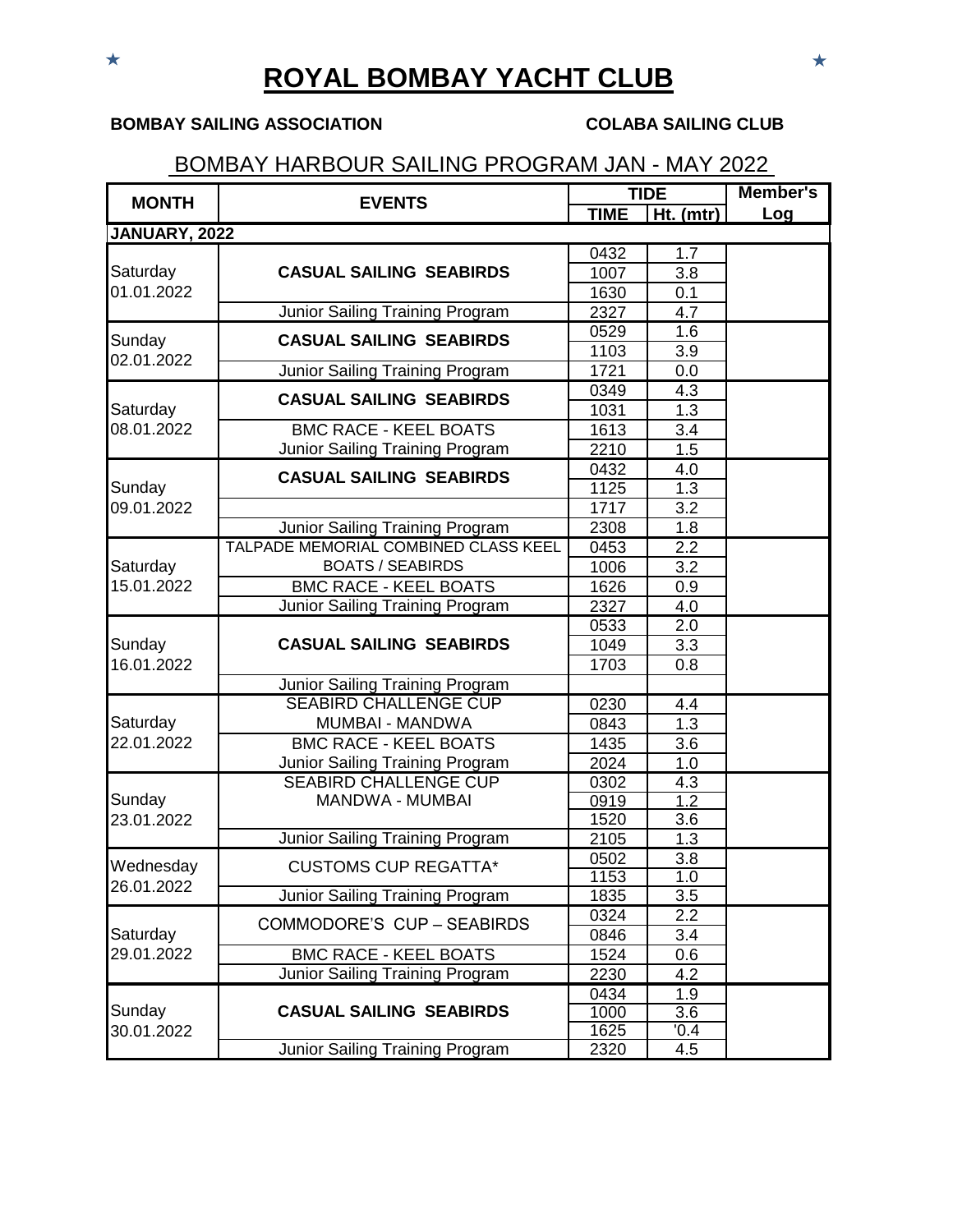# ROYAL BOMBAY YACHT CLUB

**BOMBAY SAILING ASSOCIATION** **COLABA SAILING CLUB**

## BOMBAY HARBOUR SAILING PROGRAM JAN - MAY 2022

| MONTH | EVENTS | TIDE | | Member's Log |
|---|---|---|---|---|
| | | TIME | Ht. (mtr) | |
| **JANUARY, 2022** | | | | |
| Saturday 01.01.2022 | **CASUAL SAILING SEABIRDS** | 0432 | 1.7 | |
| | | 1007 | 3.8 | |
| | | 1630 | 0.1 | |
| | Junior Sailing Training Program | 2327 | 4.7 | |
| Sunday 02.01.2022 | **CASUAL SAILING SEABIRDS** | 0529 | 1.6 | |
| | | 1103 | 3.9 | |
| | Junior Sailing Training Program | 1721 | 0.0 | |
| Saturday 08.01.2022 | **CASUAL SAILING SEABIRDS** | 0349 | 4.3 | |
| | | 1031 | 1.3 | |
| | BMC RACE - KEEL BOATS | 1613 | 3.4 | |
| | Junior Sailing Training Program | 2210 | 1.5 | |
| Sunday 09.01.2022 | **CASUAL SAILING SEABIRDS** | 0432 | 4.0 | |
| | | 1125 | 1.3 | |
| | | 1717 | 3.2 | |
| | Junior Sailing Training Program | 2308 | 1.8 | |
| Saturday 15.01.2022 | TALPADE MEMORIAL COMBINED CLASS KEEL BOATS / SEABIRDS | 0453 | 2.2 | |
| | | 1006 | 3.2 | |
| | BMC RACE - KEEL BOATS | 1626 | 0.9 | |
| | Junior Sailing Training Program | 2327 | 4.0 | |
| Sunday 16.01.2022 | **CASUAL SAILING SEABIRDS** | 0533 | 2.0 | |
| | | 1049 | 3.3 | |
| | | 1703 | 0.8 | |
| | Junior Sailing Training Program | | | |
| Saturday 22.01.2022 | SEABIRD CHALLENGE CUP MUMBAI - MANDWA | 0230 | 4.4 | |
| | | 0843 | 1.3 | |
| | BMC RACE - KEEL BOATS | 1435 | 3.6 | |
| | Junior Sailing Training Program | 2024 | 1.0 | |
| Sunday 23.01.2022 | SEABIRD CHALLENGE CUP MANDWA - MUMBAI | 0302 | 4.3 | |
| | | 0919 | 1.2 | |
| | | 1520 | 3.6 | |
| | Junior Sailing Training Program | 2105 | 1.3 | |
| Wednesday 26.01.2022 | CUSTOMS CUP REGATTA* | 0502 | 3.8 | |
| | | 1153 | 1.0 | |
| | Junior Sailing Training Program | 1835 | 3.5 | |
| Saturday 29.01.2022 | COMMODORE'S CUP – SEABIRDS | 0324 | 2.2 | |
| | | 0846 | 3.4 | |
| | BMC RACE - KEEL BOATS | 1524 | 0.6 | |
| | Junior Sailing Training Program | 2230 | 4.2 | |
| Sunday 30.01.2022 | **CASUAL SAILING SEABIRDS** | 0434 | 1.9 | |
| | | 1000 | 3.6 | |
| | | 1625 | '0.4 | |
| | Junior Sailing Training Program | 2320 | 4.5 | |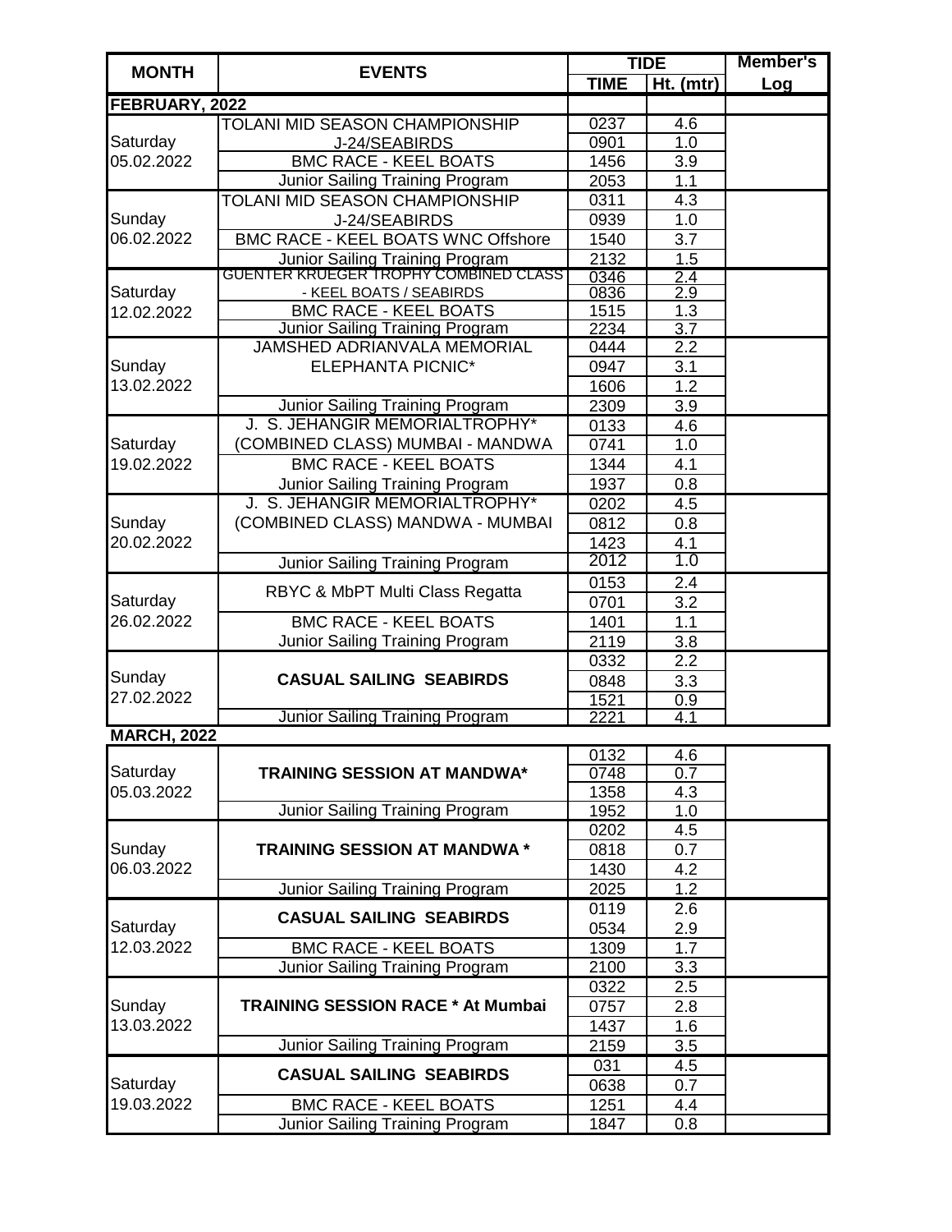| MONTH | EVENTS | TIDE | | Member's Log |
|---|---|---|---|---|
| | | TIME | Ht. (mtr) | |
| **FEBRUARY, 2022** | | | | |
| Saturday 05.02.2022 | TOLANI MID SEASON CHAMPIONSHIP | 0237 | 4.6 | |
| | J-24/SEABIRDS | 0901 | 1.0 | |
| | BMC RACE - KEEL BOATS | 1456 | 3.9 | |
| | Junior Sailing Training Program | 2053 | 1.1 | |
| Sunday 06.02.2022 | TOLANI MID SEASON CHAMPIONSHIP | 0311 | 4.3 | |
| | J-24/SEABIRDS | 0939 | 1.0 | |
| | BMC RACE - KEEL BOATS WNC Offshore | 1540 | 3.7 | |
| | Junior Sailing Training Program | 2132 | 1.5 | |
| Saturday 12.02.2022 | GUENTER KRUEGER TROPHY COMBINED CLASS | 0346 | 2.4 | |
| | - KEEL BOATS / SEABIRDS | 0836 | 2.9 | |
| | BMC RACE - KEEL BOATS | 1515 | 1.3 | |
| | Junior Sailing Training Program | 2234 | 3.7 | |
| Sunday 13.02.2022 | JAMSHED ADRIANVALA MEMORIAL | 0444 | 2.2 | |
| | ELEPHANTA PICNIC* | 0947 | 3.1 | |
| | | 1606 | 1.2 | |
| | Junior Sailing Training Program | 2309 | 3.9 | |
| Saturday 19.02.2022 | J. S. JEHANGIR MEMORIALTROPHY* | 0133 | 4.6 | |
| | (COMBINED CLASS) MUMBAI - MANDWA | 0741 | 1.0 | |
| | BMC RACE - KEEL BOATS | 1344 | 4.1 | |
| | Junior Sailing Training Program | 1937 | 0.8 | |
| Sunday 20.02.2022 | J. S. JEHANGIR MEMORIALTROPHY* | 0202 | 4.5 | |
| | (COMBINED CLASS) MANDWA - MUMBAI | 0812 | 0.8 | |
| | | 1423 | 4.1 | |
| | Junior Sailing Training Program | 2012 | 1.0 | |
| Saturday 26.02.2022 | RBYC & MbPT Multi Class Regatta | 0153 | 2.4 | |
| | | 0701 | 3.2 | |
| | BMC RACE - KEEL BOATS | 1401 | 1.1 | |
| | Junior Sailing Training Program | 2119 | 3.8 | |
| Sunday 27.02.2022 | **CASUAL SAILING SEABIRDS** | 0332 | 2.2 | |
| | | 0848 | 3.3 | |
| | | 1521 | 0.9 | |
| | Junior Sailing Training Program | 2221 | 4.1 | |
| **MARCH, 2022** | | | | |
| Saturday 05.03.2022 | **TRAINING SESSION AT MANDWA*** | 0132 | 4.6 | |
| | | 0748 | 0.7 | |
| | | 1358 | 4.3 | |
| | Junior Sailing Training Program | 1952 | 1.0 | |
| Sunday 06.03.2022 | **TRAINING SESSION AT MANDWA *** | 0202 | 4.5 | |
| | | 0818 | 0.7 | |
| | | 1430 | 4.2 | |
| | Junior Sailing Training Program | 2025 | 1.2 | |
| Saturday 12.03.2022 | **CASUAL SAILING SEABIRDS** | 0119 | 2.6 | |
| | | 0534 | 2.9 | |
| | BMC RACE - KEEL BOATS | 1309 | 1.7 | |
| | Junior Sailing Training Program | 2100 | 3.3 | |
| Sunday 13.03.2022 | **TRAINING SESSION RACE * At Mumbai** | 0322 | 2.5 | |
| | | 0757 | 2.8 | |
| | | 1437 | 1.6 | |
| | Junior Sailing Training Program | 2159 | 3.5 | |
| Saturday 19.03.2022 | **CASUAL SAILING SEABIRDS** | 031 | 4.5 | |
| | | 0638 | 0.7 | |
| | BMC RACE - KEEL BOATS | 1251 | 4.4 | |
| | Junior Sailing Training Program | 1847 | 0.8 | |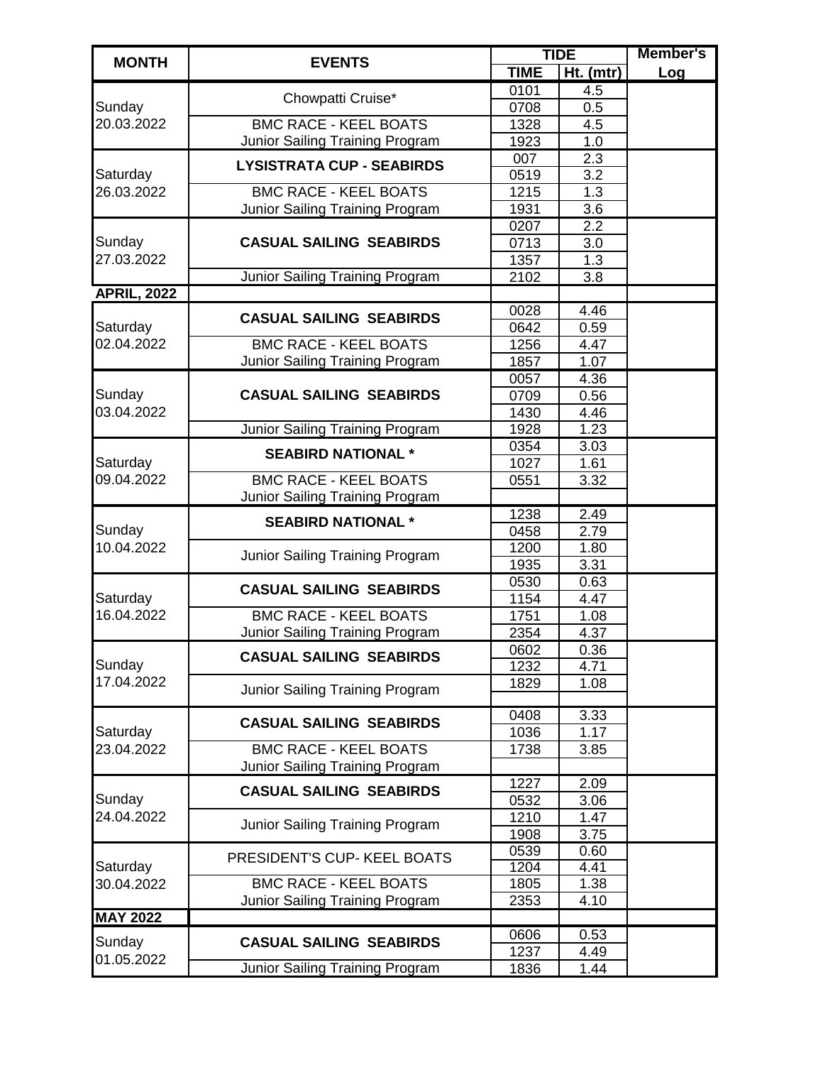| MONTH | EVENTS | TIDE | | Member's Log |
|---|---|---|---|---|
| | | TIME | Ht. (mtr) | |
| Sunday 20.03.2022 | Chowpatti Cruise* | 0101 | 4.5 | |
| | | 0708 | 0.5 | |
| | BMC RACE - KEEL BOATS | 1328 | 4.5 | |
| | Junior Sailing Training Program | 1923 | 1.0 | |
| Saturday 26.03.2022 | **LYSISTRATA CUP - SEABIRDS** | 007 | 2.3 | |
| | | 0519 | 3.2 | |
| | BMC RACE - KEEL BOATS | 1215 | 1.3 | |
| | Junior Sailing Training Program | 1931 | 3.6 | |
| Sunday 27.03.2022 | **CASUAL SAILING SEABIRDS** | 0207 | 2.2 | |
| | | 0713 | 3.0 | |
| | | 1357 | 1.3 | |
| | Junior Sailing Training Program | 2102 | 3.8 | |
| **APRIL, 2022** | | | | |
| Saturday 02.04.2022 | **CASUAL SAILING SEABIRDS** | 0028 | 4.46 | |
| | | 0642 | 0.59 | |
| | BMC RACE - KEEL BOATS | 1256 | 4.47 | |
| | Junior Sailing Training Program | 1857 | 1.07 | |
| Sunday 03.04.2022 | **CASUAL SAILING SEABIRDS** | 0057 | 4.36 | |
| | | 0709 | 0.56 | |
| | | 1430 | 4.46 | |
| | Junior Sailing Training Program | 1928 | 1.23 | |
| Saturday 09.04.2022 | **SEABIRD NATIONAL *** | 0354 | 3.03 | |
| | | 1027 | 1.61 | |
| | BMC RACE - KEEL BOATS | 0551 | 3.32 | |
| | Junior Sailing Training Program | | | |
| Sunday 10.04.2022 | **SEABIRD NATIONAL *** | 1238 | 2.49 | |
| | | 0458 | 2.79 | |
| | Junior Sailing Training Program | 1200 | 1.80 | |
| | | 1935 | 3.31 | |
| Saturday 16.04.2022 | **CASUAL SAILING SEABIRDS** | 0530 | 0.63 | |
| | | 1154 | 4.47 | |
| | BMC RACE - KEEL BOATS | 1751 | 1.08 | |
| | Junior Sailing Training Program | 2354 | 4.37 | |
| Sunday 17.04.2022 | **CASUAL SAILING SEABIRDS** | 0602 | 0.36 | |
| | | 1232 | 4.71 | |
| | Junior Sailing Training Program | 1829 | 1.08 | |
| | | | | |
| Saturday 23.04.2022 | **CASUAL SAILING SEABIRDS** | 0408 | 3.33 | |
| | | 1036 | 1.17 | |
| | BMC RACE - KEEL BOATS | 1738 | 3.85 | |
| | Junior Sailing Training Program | | | |
| Sunday 24.04.2022 | **CASUAL SAILING SEABIRDS** | 1227 | 2.09 | |
| | | 0532 | 3.06 | |
| | Junior Sailing Training Program | 1210 | 1.47 | |
| | | 1908 | 3.75 | |
| Saturday 30.04.2022 | PRESIDENT'S CUP- KEEL BOATS | 0539 | 0.60 | |
| | | 1204 | 4.41 | |
| | BMC RACE - KEEL BOATS | 1805 | 1.38 | |
| | Junior Sailing Training Program | 2353 | 4.10 | |
| **MAY 2022** | | | | |
| Sunday 01.05.2022 | **CASUAL SAILING SEABIRDS** | 0606 | 0.53 | |
| | | 1237 | 4.49 | |
| | Junior Sailing Training Program | 1836 | 1.44 | |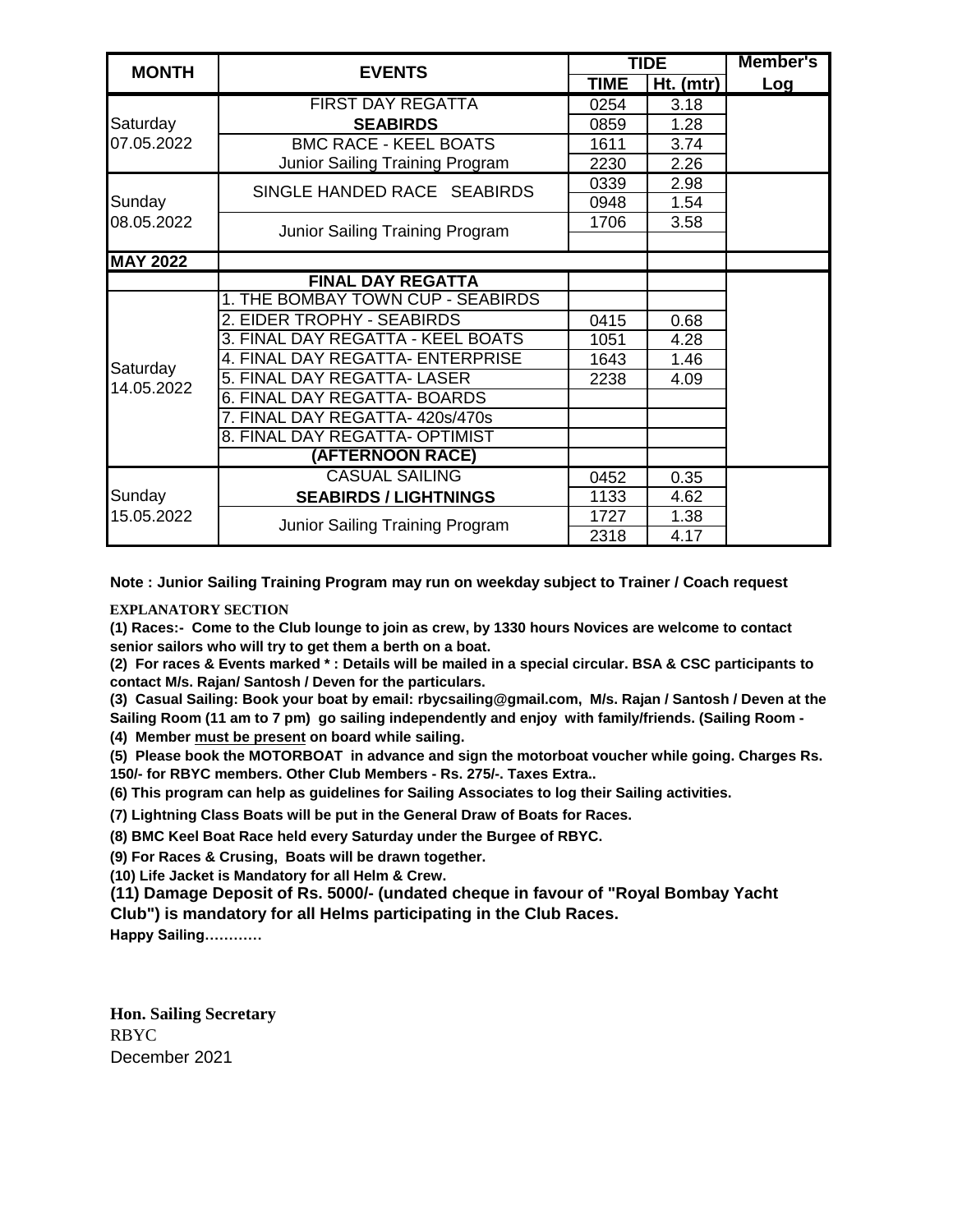| MONTH | EVENTS | TIDE | | Member's Log |
|---|---|---|---|---|
| | | TIME | Ht. (mtr) | |
| Saturday 07.05.2022 | FIRST DAY REGATTA | 0254 | 3.18 | |
| | **SEABIRDS** | 0859 | 1.28 | |
| | BMC RACE - KEEL BOATS | 1611 | 3.74 | |
| | Junior Sailing Training Program | 2230 | 2.26 | |
| Sunday 08.05.2022 | SINGLE HANDED RACE SEABIRDS | 0339 | 2.98 | |
| | | 0948 | 1.54 | |
| | Junior Sailing Training Program | 1706 | 3.58 | |
| | | | | |
| **MAY 2022** | | | | |
| | **FINAL DAY REGATTA** | | | |
| Saturday 14.05.2022 | 1. THE BOMBAY TOWN CUP - SEABIRDS | | | |
| | 2. EIDER TROPHY - SEABIRDS | 0415 | 0.68 | |
| | 3. FINAL DAY REGATTA - KEEL BOATS | 1051 | 4.28 | |
| | 4. FINAL DAY REGATTA- ENTERPRISE | 1643 | 1.46 | |
| | 5. FINAL DAY REGATTA- LASER | 2238 | 4.09 | |
| | 6. FINAL DAY REGATTA- BOARDS | | | |
| | 7. FINAL DAY REGATTA- 420s/470s | | | |
| | 8. FINAL DAY REGATTA- OPTIMIST | | | |
| | **(AFTERNOON RACE)** | | | |
| Sunday 15.05.2022 | CASUAL SAILING | 0452 | 0.35 | |
| | **SEABIRDS / LIGHTNINGS** | 1133 | 4.62 | |
| | Junior Sailing Training Program | 1727 | 1.38 | |
| | | 2318 | 4.17 | |

**Note : Junior Sailing Training Program may run on weekday subject to Trainer / Coach request**

**EXPLANATORY SECTION**

**(1) Races:- Come to the Club lounge to join as crew, by 1330 hours Novices are welcome to contact senior sailors who will try to get them a berth on a boat.**

**(2) For races & Events marked * : Details will be mailed in a special circular. BSA & CSC participants to contact M/s. Rajan/ Santosh / Deven for the particulars.**

**(3) Casual Sailing: Book your boat by email: rbycsailing@gmail.com, M/s. Rajan / Santosh / Deven at the Sailing Room (11 am to 7 pm) go sailing independently and enjoy with family/friends. (Sailing Room -**

**(4) Member <u>must be present</u> on board while sailing.**

**(5) Please book the MOTORBOAT in advance and sign the motorboat voucher while going. Charges Rs. 150/- for RBYC members. Other Club Members - Rs. 275/-. Taxes Extra..**

**(6) This program can help as guidelines for Sailing Associates to log their Sailing activities.**

**(7) Lightning Class Boats will be put in the General Draw of Boats for Races.**

**(8) BMC Keel Boat Race held every Saturday under the Burgee of RBYC.**

**(9) For Races & Crusing, Boats will be drawn together.**

**(10) Life Jacket is Mandatory for all Helm & Crew.**

**(11) Damage Deposit of Rs. 5000/- (undated cheque in favour of "Royal Bombay Yacht Club") is mandatory for all Helms participating in the Club Races.**

**Happy Sailing…………**

**Hon. Sailing Secretary**
RBYC
December 2021